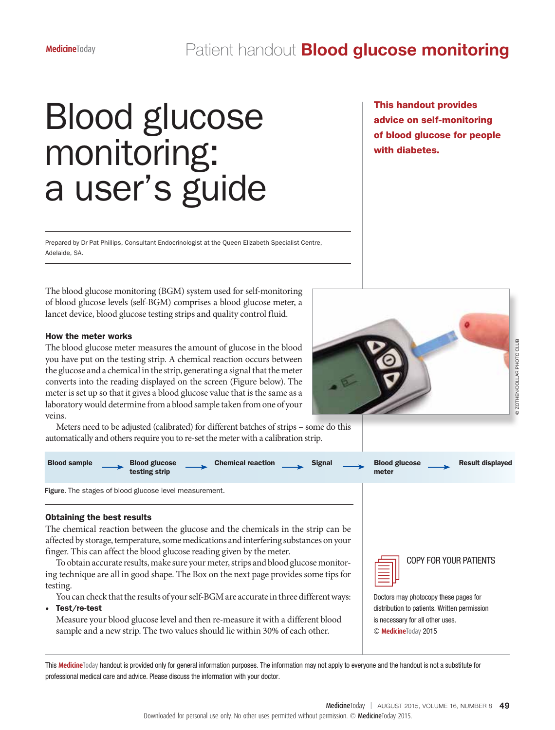# Blood glucose monitoring: a user's guide

**This handout provides advice on self-monitoring of blood glucose for people with diabetes.**

Prepared by Dr Pat Phillips, Consultant Endocrinologist at the Queen Elizabeth Specialist Centre, Adelaide, SA.

The blood glucose monitoring (BGM) system used for self-monitoring of blood glucose levels (self-BGM) comprises a blood glucose meter, a lancet device, blood glucose testing strips and quality control fluid.

### How the meter works

The blood glucose meter measures the amount of glucose in the blood you have put on the testing strip. A chemical reaction occurs between the glucose and a chemical in the strip, generating a signal that the meter converts into the reading displayed on the screen (Figure below). The meter is set up so that it gives a blood glucose value that is the same as a laboratory would determine from a blood sample taken from one of your veins.

Meters need to be adjusted (calibrated) for different batches of strips – some do this automatically and others require you to re-set the meter with a calibration strip.

**Blood sample** → **Blood glucose testing strip** → **Chemical reaction** → **Signal** → **Blood glucose meter** → **Result displayed**

**Figure.** The stages of blood glucose level measurement.

### Obtaining the best results

The chemical reaction between the glucose and the chemicals in the strip can be affected by storage, temperature, some medications and interfering substances on your finger. This can affect the blood glucose reading given by the meter.

To obtain accurate results, make sure your meter, strips and blood glucose monitoring technique are all in good shape. The Box on the next page provides some tips for testing.

You can check that the results of your self-BGM are accurate in three different ways:

- **Test/re-test**
  Measure your blood glucose level and then re-measure it with a different blood sample and a new strip. The two values should lie within 30% of each other.

COPY FOR YOUR PATIENTS

Doctors may photocopy these pages for distribution to patients. Written permission is necessary for all other uses.
© MedicineToday 2015

This MedicineToday handout is provided only for general information purposes. The information may not apply to everyone and the handout is not a substitute for professional medical care and advice. Please discuss the information with your doctor.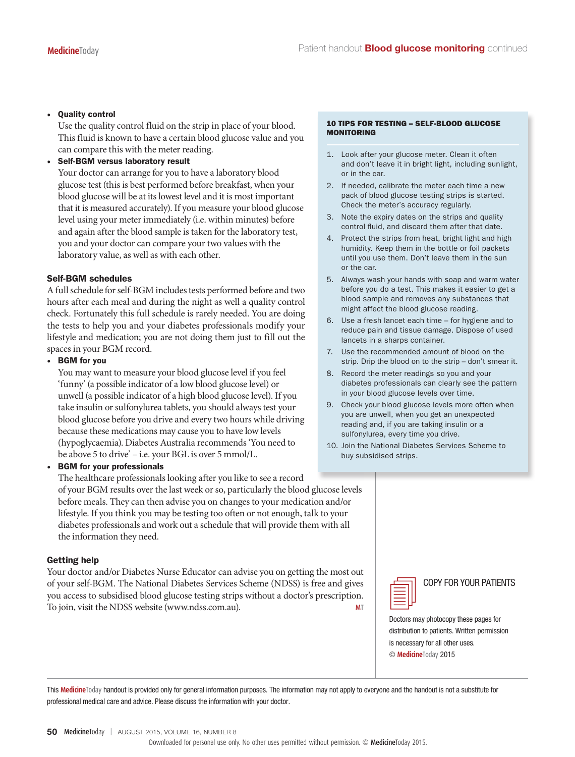- **Quality control**
  Use the quality control fluid on the strip in place of your blood. This fluid is known to have a certain blood glucose value and you can compare this with the meter reading.
- **Self-BGM versus laboratory result**
  Your doctor can arrange for you to have a laboratory blood glucose test (this is best performed before breakfast, when your blood glucose will be at its lowest level and it is most important that it is measured accurately). If you measure your blood glucose level using your meter immediately (i.e. within minutes) before and again after the blood sample is taken for the laboratory test, you and your doctor can compare your two values with the laboratory value, as well as with each other.

### Self-BGM schedules

A full schedule for self-BGM includes tests performed before and two hours after each meal and during the night as well a quality control check. Fortunately this full schedule is rarely needed. You are doing the tests to help you and your diabetes professionals modify your lifestyle and medication; you are not doing them just to fill out the spaces in your BGM record.

- **BGM for you**
  You may want to measure your blood glucose level if you feel 'funny' (a possible indicator of a low blood glucose level) or unwell (a possible indicator of a high blood glucose level). If you take insulin or sulfonylurea tablets, you should always test your blood glucose before you drive and every two hours while driving because these medications may cause you to have low levels (hypoglycaemia). Diabetes Australia recommends 'You need to be above 5 to drive' – i.e. your BGL is over 5 mmol/L.
- **BGM for your professionals**
  The healthcare professionals looking after you like to see a record of your BGM results over the last week or so, particularly the blood glucose levels before meals. They can then advise you on changes to your medication and/or lifestyle. If you think you may be testing too often or not enough, talk to your diabetes professionals and work out a schedule that will provide them with all the information they need.

### Getting help

Your doctor and/or Diabetes Nurse Educator can advise you on getting the most out of your self-BGM. The National Diabetes Services Scheme (NDSS) is free and gives you access to subsidised blood glucose testing strips without a doctor's prescription. To join, visit the NDSS website (www.ndss.com.au). MT

### 10 TIPS FOR TESTING – SELF-BLOOD GLUCOSE MONITORING

1. Look after your glucose meter. Clean it often and don't leave it in bright light, including sunlight, or in the car.
2. If needed, calibrate the meter each time a new pack of blood glucose testing strips is started. Check the meter's accuracy regularly.
3. Note the expiry dates on the strips and quality control fluid, and discard them after that date.
4. Protect the strips from heat, bright light and high humidity. Keep them in the bottle or foil packets until you use them. Don't leave them in the sun or the car.
5. Always wash your hands with soap and warm water before you do a test. This makes it easier to get a blood sample and removes any substances that might affect the blood glucose reading.
6. Use a fresh lancet each time – for hygiene and to reduce pain and tissue damage. Dispose of used lancets in a sharps container.
7. Use the recommended amount of blood on the strip. Drip the blood on to the strip – don't smear it.
8. Record the meter readings so you and your diabetes professionals can clearly see the pattern in your blood glucose levels over time.
9. Check your blood glucose levels more often when you are unwell, when you get an unexpected reading and, if you are taking insulin or a sulfonylurea, every time you drive.
10. Join the National Diabetes Services Scheme to buy subsidised strips.

COPY FOR YOUR PATIENTS

Doctors may photocopy these pages for distribution to patients. Written permission is necessary for all other uses.
© MedicineToday 2015

This MedicineToday handout is provided only for general information purposes. The information may not apply to everyone and the handout is not a substitute for professional medical care and advice. Please discuss the information with your doctor.